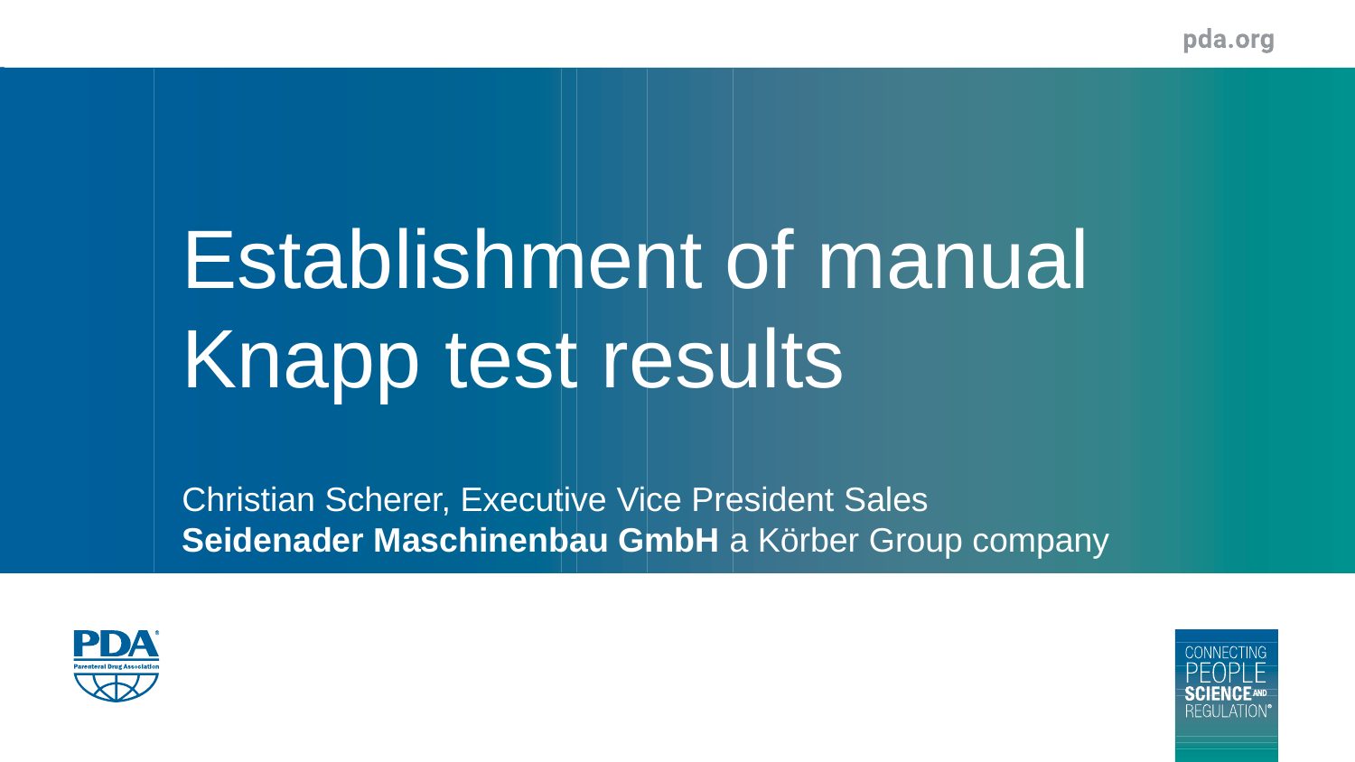# Establishment of manual Knapp test results

Christian Scherer, Executive Vice President Sales

**Seidenader Maschinenbau GmbH** a Körber Group company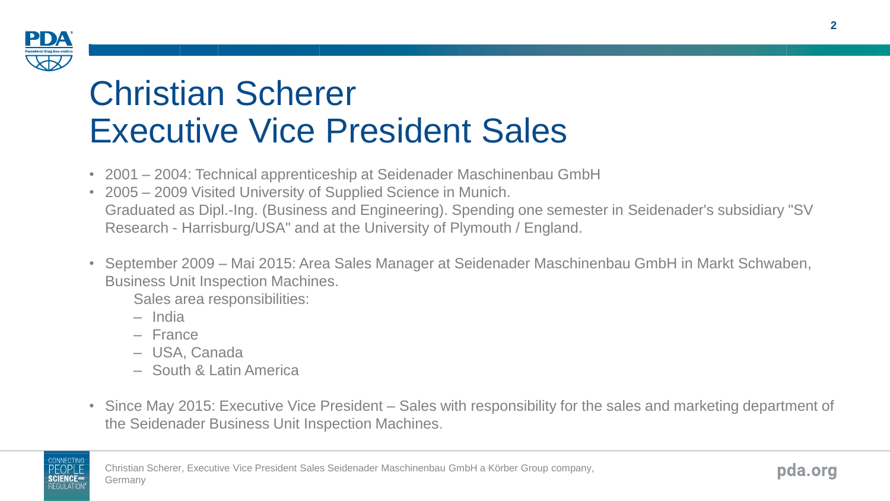# Christian Scherer
# Executive Vice President Sales

- 2001 – 2004: Technical apprenticeship at Seidenader Maschinenbau GmbH
- 2005 – 2009 Visited University of Supplied Science in Munich.
  Graduated as Dipl.-Ing. (Business and Engineering). Spending one semester in Seidenader's subsidiary "SV Research - Harrisburg/USA" and at the University of Plymouth / England.

- September 2009 – Mai 2015: Area Sales Manager at Seidenader Maschinenbau GmbH in Markt Schwaben, Business Unit Inspection Machines.
  Sales area responsibilities:
  - India
  - France
  - USA, Canada
  - South & Latin America

- Since May 2015: Executive Vice President – Sales with responsibility for the sales and marketing department of the Seidenader Business Unit Inspection Machines.

Christian Scherer, Executive Vice President Sales Seidenader Maschinenbau GmbH a Körber Group company, Germany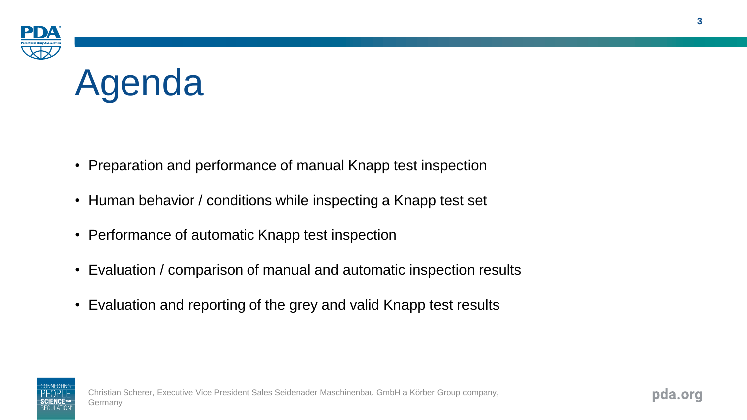# Agenda

- Preparation and performance of manual Knapp test inspection
- Human behavior / conditions while inspecting a Knapp test set
- Performance of automatic Knapp test inspection
- Evaluation / comparison of manual and automatic inspection results
- Evaluation and reporting of the grey and valid Knapp test results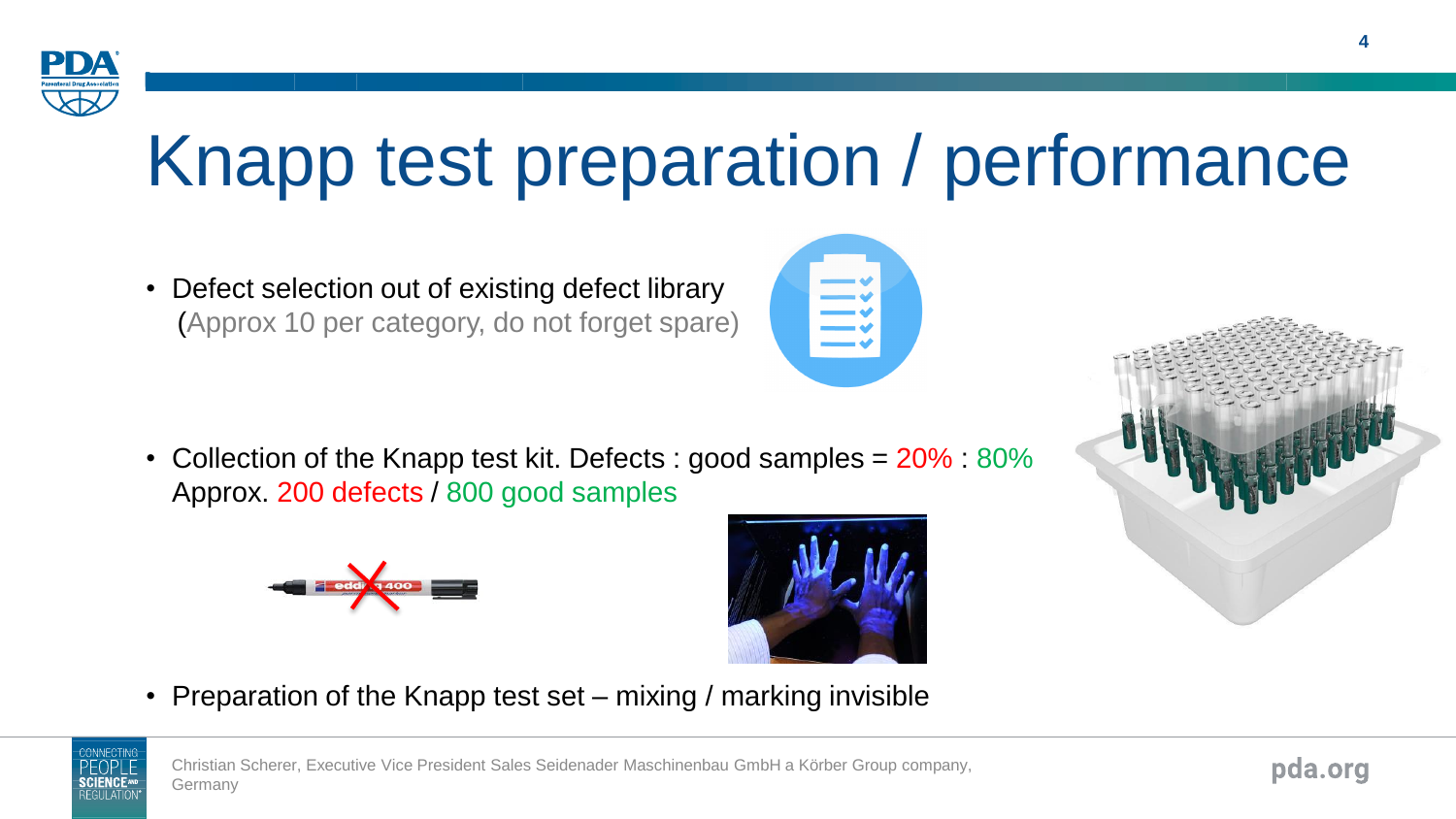# Knapp test preparation / performance

- Defect selection out of existing defect library
  (Approx 10 per category, do not forget spare)

- Collection of the Knapp test kit. Defects : good samples = 20% : 80%
  Approx. 200 defects / 800 good samples

- Preparation of the Knapp test set – mixing / marking invisible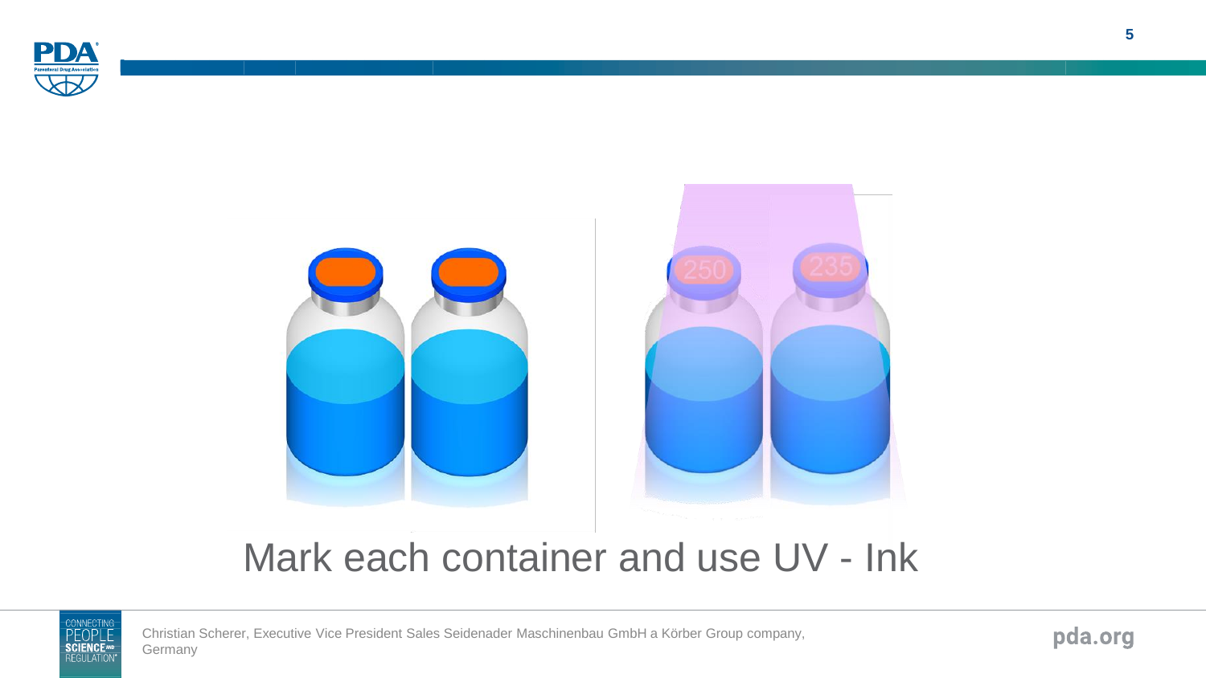Mark each container and use UV - Ink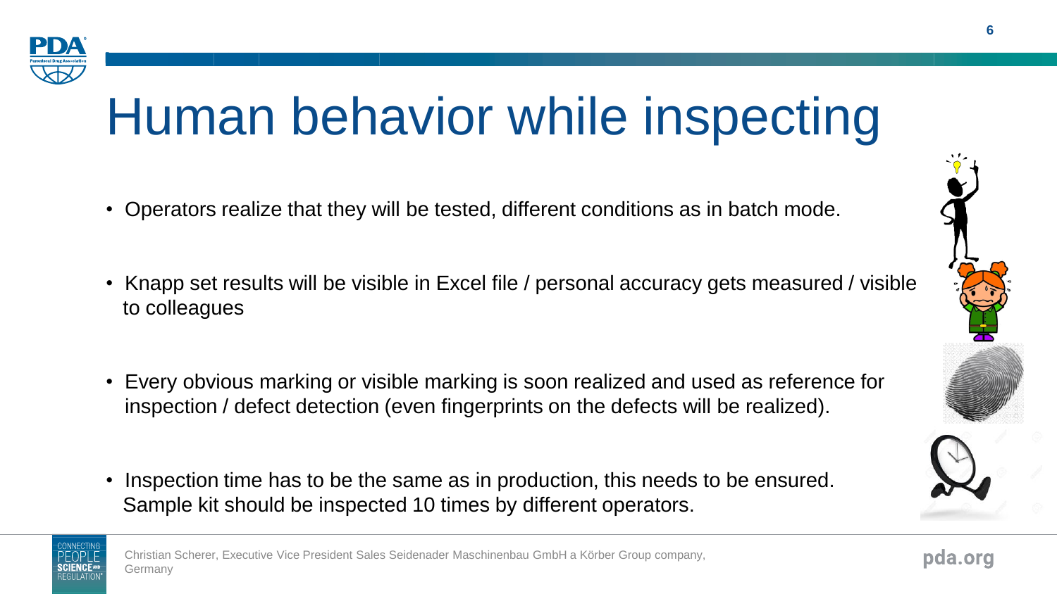# Human behavior while inspecting

- Operators realize that they will be tested, different conditions as in batch mode.
- Knapp set results will be visible in Excel file / personal accuracy gets measured / visible to colleagues
- Every obvious marking or visible marking is soon realized and used as reference for inspection / defect detection (even fingerprints on the defects will be realized).
- Inspection time has to be the same as in production, this needs to be ensured. Sample kit should be inspected 10 times by different operators.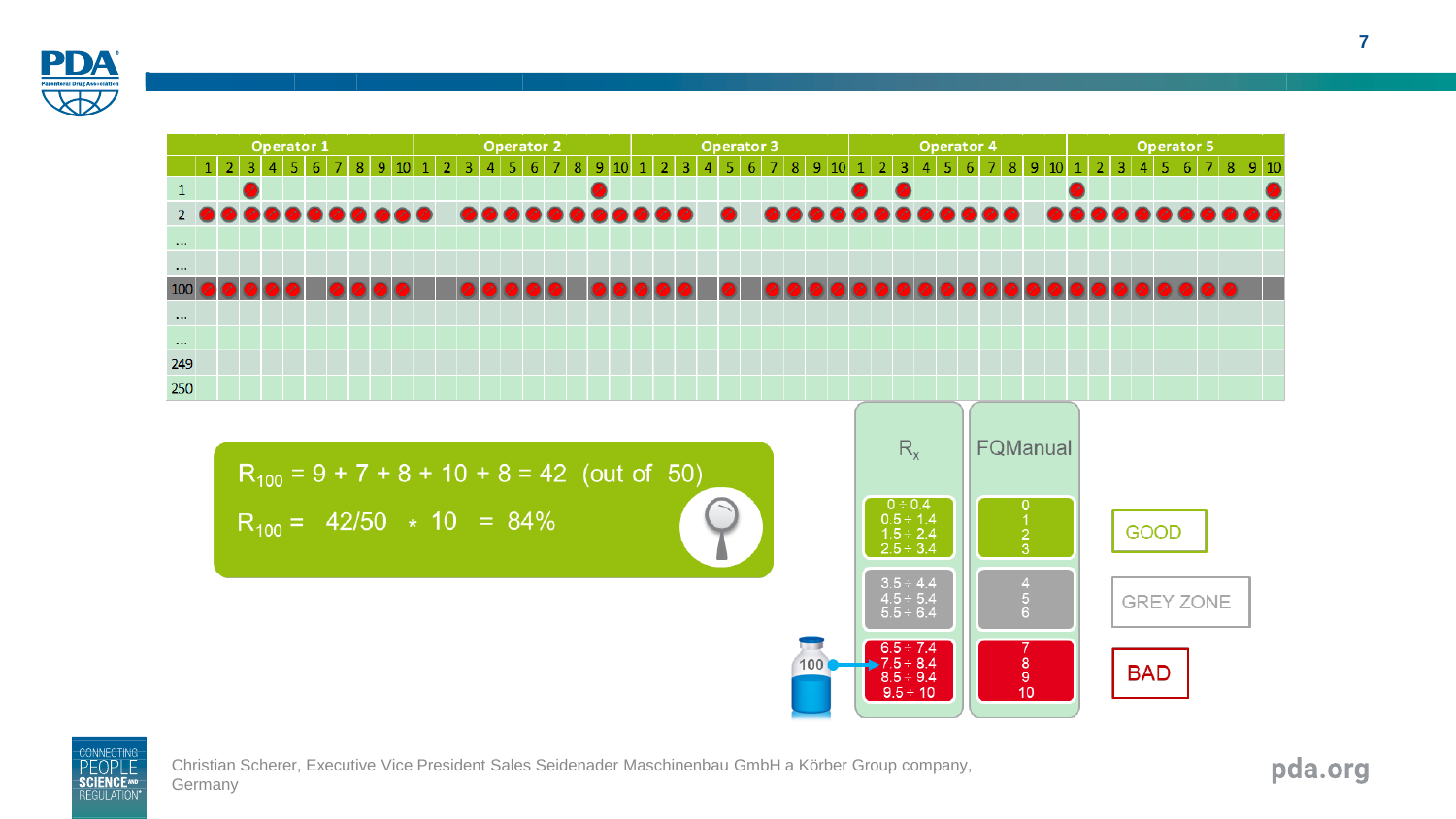| | Operator 1 | | | | | | | | | | Operator 2 | | | | | | | | | | Operator 3 | | | | | | | | | | Operator 4 | | | | | | | | | | Operator 5 | | | | | | | | | |
|---|---|---|---|---|---|---|---|---|---|---|---|---|---|---|---|---|---|---|---|---|---|---|---|---|---|---|---|---|---|---|---|---|---|---|---|---|---|---|---|---|---|---|---|---|---|---|---|---|---|---|
| | 1 | 2 | 3 | 4 | 5 | 6 | 7 | 8 | 9 | 10 | 1 | 2 | 3 | 4 | 5 | 6 | 7 | 8 | 9 | 10 | 1 | 2 | 3 | 4 | 5 | 6 | 7 | 8 | 9 | 10 | 1 | 2 | 3 | 4 | 5 | 6 | 7 | 8 | 9 | 10 | 1 | 2 | 3 | 4 | 5 | 6 | 7 | 8 | 9 | 10 |
| 1 | | | ● | | | | | | | | | | | | | | | | ● | | | | | | | | | | | | ● | | ● | | | | | | | | ● | | | | | | | | | ● |
| 2 | ● | ● | ● | ● | ● | ● | ● | ● | ● | ● | ● | | ● | ● | ● | ● | ● | ● | ● | ● | ● | ● | ● | | ● | | ● | ● | ● | ● | ● | ● | ● | ● | ● | ● | ● | ● | | ● | ● | ● | ● | ● | ● | ● | ● | ● | ● | ● |
| … | | | | | | | | | | | | | | | | | | | | | | | | | | | | | | | | | | | | | | | | | | | | | | | | | | |
| … | | | | | | | | | | | | | | | | | | | | | | | | | | | | | | | | | | | | | | | | | | | | | | | | | | |
| 100 | ● | ● | ● | ● | ● | | ● | ● | ● | ● | | | ● | ● | ● | ● | ● | | ● | ● | ● | ● | ● | | ● | | ● | ● | ● | ● | ● | ● | ● | ● | ● | ● | ● | ● | ● | ● | ● | ● | ● | ● | ● | ● | ● | ● | | |
| … | | | | | | | | | | | | | | | | | | | | | | | | | | | | | | | | | | | | | | | | | | | | | | | | | | |
| … | | | | | | | | | | | | | | | | | | | | | | | | | | | | | | | | | | | | | | | | | | | | | | | | | | |
| 249 | | | | | | | | | | | | | | | | | | | | | | | | | | | | | | | | | | | | | | | | | | | | | | | | | | |
| 250 | | | | | | | | | | | | | | | | | | | | | | | | | | | | | | | | | | | | | | | | | | | | | | | | | | |

$R_{100} = 9 + 7 + 8 + 10 + 8 = 42$ (out of 50)

$R_{100} = 42/50 * 10 = 84\%$

| $R_x$ | FQManual | |
|---|---|---|
| 0 ÷ 0.4<br>0.5 ÷ 1.4<br>1.5 ÷ 2.4<br>2.5 ÷ 3.4 | 0<br>1<br>2<br>3 | GOOD |
| 3.5 ÷ 4.4<br>4.5 ÷ 5.4<br>5.5 ÷ 6.4 | 4<br>5<br>6 | GREY ZONE |
| 6.5 ÷ 7.4<br>7.5 ÷ 8.4<br>8.5 ÷ 9.4<br>9.5 ÷ 10 | 7<br>8<br>9<br>10 | BAD |

100 → 7.5 ÷ 8.4

Christian Scherer, Executive Vice President Sales Seidenader Maschinenbau GmbH a Körber Group company, Germany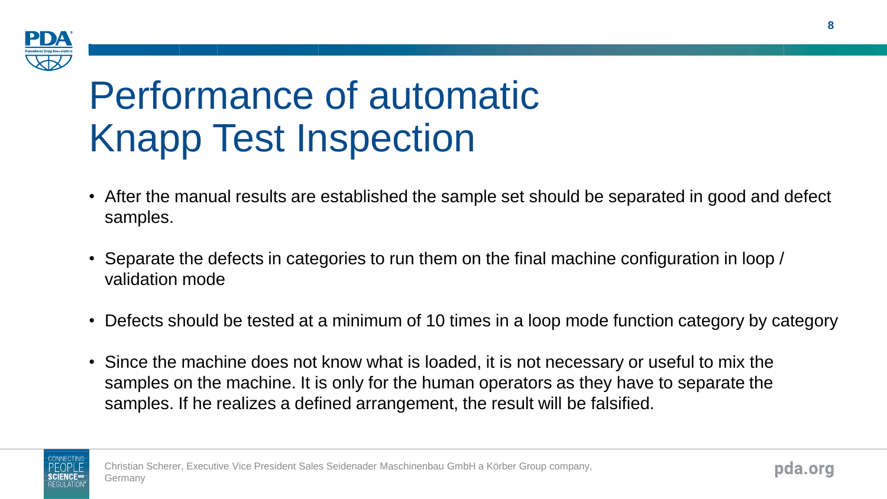# Performance of automatic Knapp Test Inspection

- After the manual results are established the sample set should be separated in good and defect samples.
- Separate the defects in categories to run them on the final machine configuration in loop / validation mode
- Defects should be tested at a minimum of 10 times in a loop mode function category by category
- Since the machine does not know what is loaded, it is not necessary or useful to mix the samples on the machine. It is only for the human operators as they have to separate the samples. If he realizes a defined arrangement, the result will be falsified.

Christian Scherer, Executive Vice President Sales Seidenader Maschinenbau GmbH a Körber Group company, Germany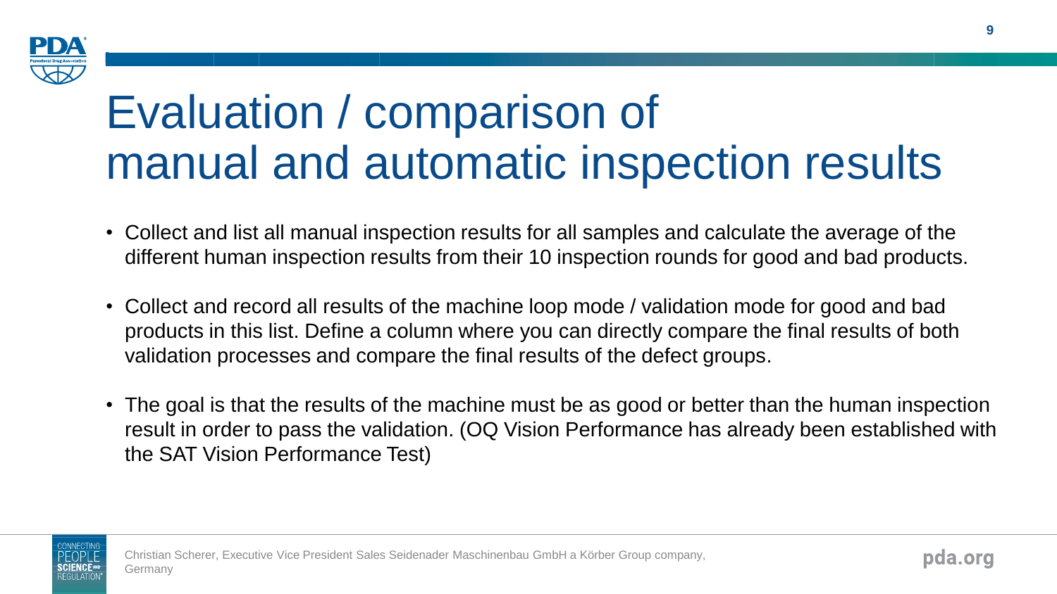# Evaluation / comparison of manual and automatic inspection results

- Collect and list all manual inspection results for all samples and calculate the average of the different human inspection results from their 10 inspection rounds for good and bad products.
- Collect and record all results of the machine loop mode / validation mode for good and bad products in this list. Define a column where you can directly compare the final results of both validation processes and compare the final results of the defect groups.
- The goal is that the results of the machine must be as good or better than the human inspection result in order to pass the validation. (OQ Vision Performance has already been established with the SAT Vision Performance Test)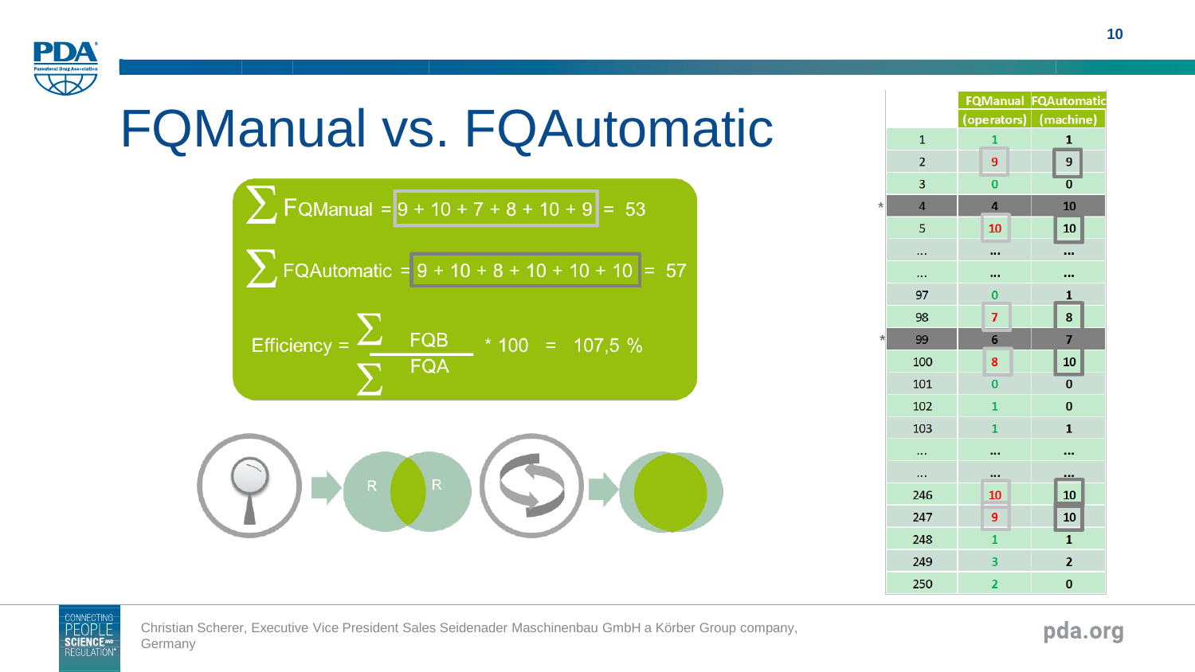# FQManual vs. FQAutomatic

$$\sum \text{FQManual} = 9 + 10 + 7 + 8 + 10 + 9 = 53$$

$$\sum \text{FQAutomatic} = 9 + 10 + 8 + 10 + 10 + 10 = 57$$

$$\text{Efficiency} = \frac{\sum \text{FQB}}{\sum \text{FQA}} * 100 = 107{,}5\ \%$$

R R

| | | FQManual (operators) | FQAutomatic (machine) |
|---|---|---|---|
| | 1 | 1 | 1 |
| | 2 | 9 | 9 |
| | 3 | 0 | 0 |
| * | 4 | 4 | 10 |
| | 5 | 10 | 10 |
| | ... | ... | ... |
| | ... | ... | ... |
| | 97 | 0 | 1 |
| | 98 | 7 | 8 |
| * | 99 | 6 | 7 |
| | 100 | 8 | 10 |
| | 101 | 0 | 0 |
| | 102 | 1 | 0 |
| | 103 | 1 | 1 |
| | ... | ... | ... |
| | ... | ... | ... |
| | 246 | 10 | 10 |
| | 247 | 9 | 10 |
| | 248 | 1 | 1 |
| | 249 | 3 | 2 |
| | 250 | 2 | 0 |

Christian Scherer, Executive Vice President Sales Seidenader Maschinenbau GmbH a Körber Group company, Germany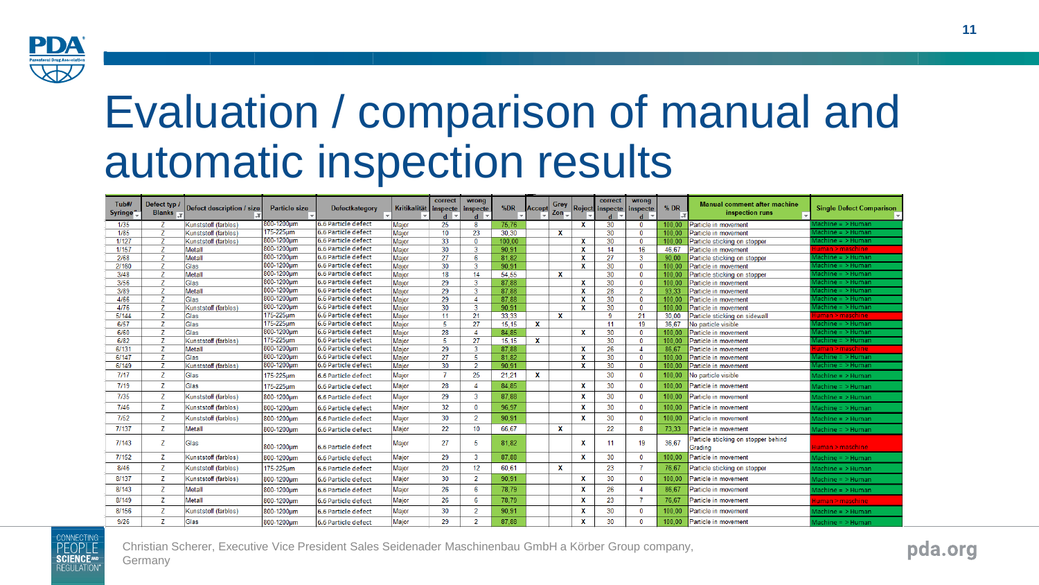# Evaluation / comparison of manual and automatic inspection results

| Tub#/ Syringe# | Defect typ / Blanks | Defect description / size | Particle size | Defectkategory | Kritikalität | correct inspected | wrong inspected | %DR | Accept | Grey Zon | Reject | correct inspected | wrong inspected | % DR | Manual comment after machine inspection runs | Single Defect Comparison |
|---|---|---|---|---|---|---|---|---|---|---|---|---|---|---|---|---|
| 1/35 | Z | Kunststoff (farblos) | 800-1200µm | 6.6 Particle defect | Major | 25 | 8 | 75,76 | | | x | 30 | 0 | 100,00 | Particle in movement | Machine = > Human |
| 1/85 | Z | Kunststoff (farblos) | 175-225µm | 6.6 Particle defect | Major | 10 | 23 | 30,30 | | x | | 30 | 0 | 100,00 | Particle in movement | Machine = > Human |
| 1/127 | Z | Kunststoff (farblos) | 800-1200µm | 6.6 Particle defect | Major | 33 | 0 | 100,00 | | | x | 30 | 0 | 100,00 | Particle sticking on stopper | Machine = > Human |
| 1/157 | Z | Metall | 800-1200µm | 6.6 Particle defect | Major | 30 | 3 | 90,91 | | | x | 14 | 16 | 46,67 | Particle in movement | Human > machine |
| 2/68 | Z | Metall | 800-1200µm | 6.6 Particle defect | Major | 27 | 6 | 81,82 | | | x | 27 | 3 | 90,00 | Particle sticking on stopper | Machine = > Human |
| 2/160 | Z | Glas | 800-1200µm | 6.6 Particle defect | Major | 30 | 3 | 90,91 | | | x | 30 | 0 | 100,00 | Particle in movement | Machine = > Human |
| 3/48 | Z | Metall | 800-1200µm | 6.6 Particle defect | Major | 18 | 14 | 54,55 | | x | | 30 | 0 | 100,00 | Particle sticking on stopper | Machine = > Human |
| 3/56 | Z | Glas | 800-1200µm | 6.6 Particle defect | Major | 29 | 3 | 87,88 | | | x | 30 | 0 | 100,00 | Particle in movement | Machine = > Human |
| 3/89 | Z | Metall | 800-1200µm | 6.6 Particle defect | Major | 29 | 3 | 87,88 | | | x | 28 | 2 | 93,33 | Particle in movement | Machine = > Human |
| 4/66 | Z | Glas | 800-1200µm | 6.6 Particle defect | Major | 29 | 4 | 87,88 | | | x | 30 | 0 | 100,00 | Particle in movement | Machine = > Human |
| 4/76 | Z | Kunststoff (farblos) | 800-1200µm | 6.6 Particle defect | Major | 30 | 3 | 90,91 | | | x | 30 | 0 | 100,00 | Particle in movement | Machine = > Human |
| 5/144 | Z | Glas | 175-225µm | 6.6 Particle defect | Major | 11 | 21 | 33,33 | | x | | 9 | 21 | 30,00 | Particle sticking on sidewall | Human > machine |
| 6/57 | Z | Glas | 175-225µm | 6.6 Particle defect | Major | 5 | 27 | 15,15 | x | | | 11 | 19 | 36,67 | No particle visible | Machine = > Human |
| 6/60 | Z | Glas | 800-1200µm | 6.6 Particle defect | Major | 28 | 4 | 84,85 | | | x | 30 | 0 | 100,00 | Particle in movement | Machine = > Human |
| 6/82 | Z | Kunststoff (farblos) | 175-225µm | 6.6 Particle defect | Major | 5 | 27 | 15,15 | x | | | 30 | 0 | 100,00 | Particle in movement | Machine = > Human |
| 6/131 | Z | Metall | 800-1200µm | 6.6 Particle defect | Major | 29 | 3 | 87,88 | | | x | 26 | 4 | 86,67 | Particle in movement | Human > machine |
| 6/147 | Z | Glas | 800-1200µm | 6.6 Particle defect | Major | 27 | 5 | 81,82 | | | x | 30 | 0 | 100,00 | Particle in movement | Machine = > Human |
| 6/149 | Z | Kunststoff (farblos) | 800-1200µm | 6.6 Particle defect | Major | 30 | 2 | 90,91 | | | x | 30 | 0 | 100,00 | Particle in movement | Machine = > Human |
| 7/17 | Z | Glas | 175-225µm | 6.6 Particle defect | Major | 7 | 25 | 21,21 | x | | | 30 | 0 | 100,00 | No particle visible | Machine = > Human |
| 7/19 | Z | Glas | 175-225µm | 6.6 Particle defect | Major | 28 | 4 | 84,85 | | | x | 30 | 0 | 100,00 | Particle in movement | Machine = > Human |
| 7/35 | Z | Kunststoff (farblos) | 800-1200µm | 6.6 Particle defect | Major | 29 | 3 | 87,88 | | | x | 30 | 0 | 100,00 | Particle in movement | Machine = > Human |
| 7/46 | Z | Kunststoff (farblos) | 800-1200µm | 6.6 Particle defect | Major | 32 | 0 | 96,97 | | | x | 30 | 0 | 100,00 | Particle in movement | Machine = > Human |
| 7/52 | Z | Kunststoff (farblos) | 800-1200µm | 6.6 Particle defect | Major | 30 | 2 | 90,91 | | | x | 30 | 0 | 100,00 | Particle in movement | Machine = > Human |
| 7/137 | Z | Metall | 800-1200µm | 6.6 Particle defect | Major | 22 | 10 | 66,67 | | x | | 22 | 8 | 73,33 | Particle in movement | Machine = > Human |
| 7/143 | Z | Glas | 800-1200µm | 6.6 Particle defect | Major | 27 | 5 | 81,82 | | | x | 11 | 19 | 36,67 | Particle sticking on stopper behind Grading | Human > machine |
| 7/152 | Z | Kunststoff (farblos) | 800-1200µm | 6.6 Particle defect | Major | 29 | 3 | 87,88 | | | x | 30 | 0 | 100,00 | Particle in movement | Machine = > Human |
| 8/46 | Z | Kunststoff (farblos) | 175-225µm | 6.6 Particle defect | Major | 20 | 12 | 60,61 | | x | | 23 | 7 | 76,67 | Particle sticking on stopper | Machine = > Human |
| 8/137 | Z | Kunststoff (farblos) | 800-1200µm | 6.6 Particle defect | Major | 30 | 2 | 90,91 | | | x | 30 | 0 | 100,00 | Particle in movement | Machine = > Human |
| 8/143 | Z | Metall | 800-1200µm | 6.6 Particle defect | Major | 26 | 6 | 78,79 | | | x | 26 | 4 | 86,67 | Particle in movement | Machine = > Human |
| 8/149 | Z | Metall | 800-1200µm | 6.6 Particle defect | Major | 26 | 6 | 78,79 | | | x | 23 | 7 | 76,67 | Particle in movement | Human > machine |
| 8/156 | Z | Kunststoff (farblos) | 800-1200µm | 6.6 Particle defect | Major | 30 | 2 | 90,91 | | | x | 30 | 0 | 100,00 | Particle in movement | Machine = > Human |
| 9/26 | Z | Glas | 800-1200µm | 6.6 Particle defect | Major | 29 | 2 | 87,88 | | | x | 30 | 0 | 100,00 | Particle in movement | Machine = > Human |

Christian Scherer, Executive Vice President Sales Seidenader Maschinenbau GmbH a Körber Group company, Germany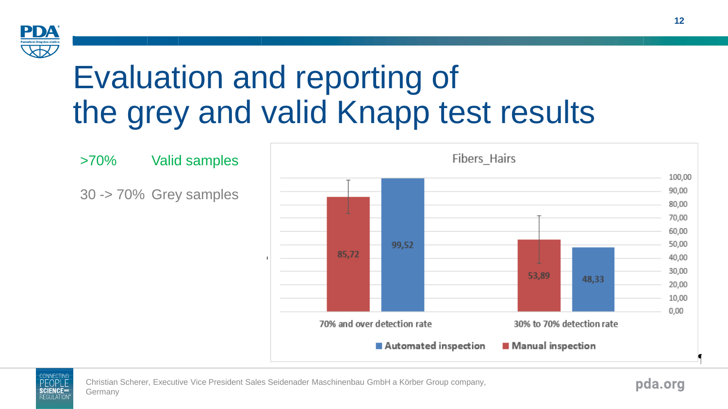# Evaluation and reporting of the grey and valid Knapp test results

| | |
|---|---|
| >70% | Valid samples |
| 30 -> 70% | Grey samples |

**Fibers_Hairs**

| | Manual inspection | Automated inspection |
|---|---|---|
| 70% and over detection rate | 85,72 | 99,52 |
| 30% to 70% detection rate | 53,89 | 48,33 |

Christian Scherer, Executive Vice President Sales Seidenader Maschinenbau GmbH a Körber Group company, Germany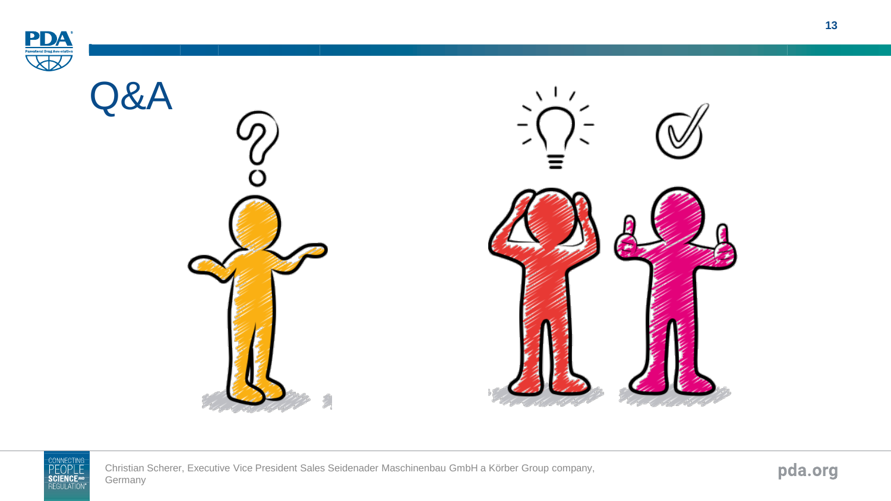# Q&A